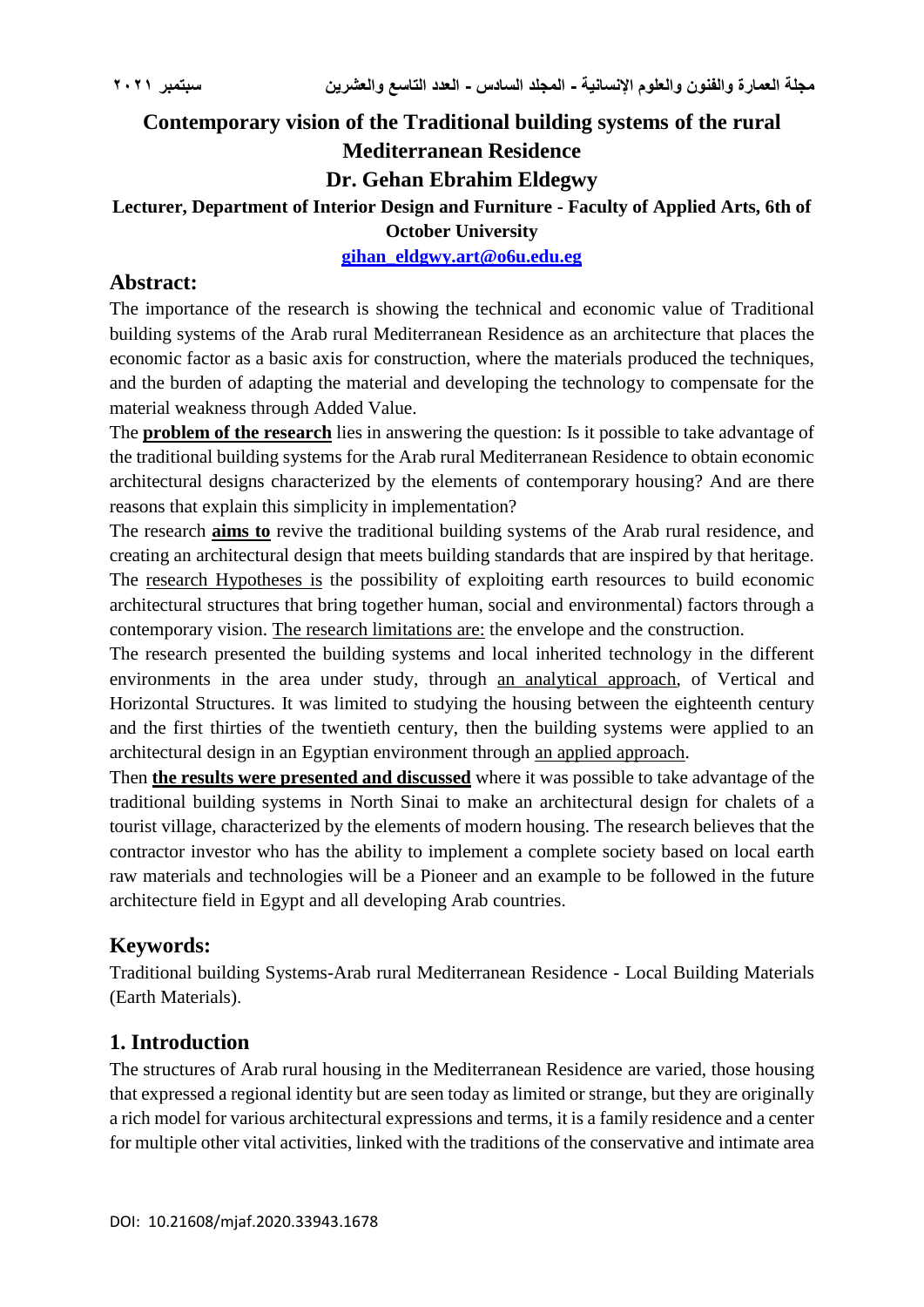# Contemporary vision of the Traditional building systems of the rural Mediterranean Residence

**Dr. Gehan Ebrahim Eldegwy**

**Lecturer, Department of Interior Design and Furniture - Faculty of Applied Arts, 6th of October University**

**gihan_eldgwy.art@o6u.edu.eg**

## Abstract:

The importance of the research is showing the technical and economic value of Traditional building systems of the Arab rural Mediterranean Residence as an architecture that places the economic factor as a basic axis for construction, where the materials produced the techniques, and the burden of adapting the material and developing the technology to compensate for the material weakness through Added Value.

The **problem of the research** lies in answering the question: Is it possible to take advantage of the traditional building systems for the Arab rural Mediterranean Residence to obtain economic architectural designs characterized by the elements of contemporary housing? And are there reasons that explain this simplicity in implementation?

The research **aims to** revive the traditional building systems of the Arab rural residence, and creating an architectural design that meets building standards that are inspired by that heritage. The research Hypotheses is the possibility of exploiting earth resources to build economic architectural structures that bring together human, social and environmental) factors through a contemporary vision. The research limitations are: the envelope and the construction.

The research presented the building systems and local inherited technology in the different environments in the area under study, through an analytical approach, of Vertical and Horizontal Structures. It was limited to studying the housing between the eighteenth century and the first thirties of the twentieth century, then the building systems were applied to an architectural design in an Egyptian environment through an applied approach.

Then **the results were presented and discussed** where it was possible to take advantage of the traditional building systems in North Sinai to make an architectural design for chalets of a tourist village, characterized by the elements of modern housing. The research believes that the contractor investor who has the ability to implement a complete society based on local earth raw materials and technologies will be a Pioneer and an example to be followed in the future architecture field in Egypt and all developing Arab countries.

## Keywords:

Traditional building Systems-Arab rural Mediterranean Residence - Local Building Materials (Earth Materials).

## 1. Introduction

The structures of Arab rural housing in the Mediterranean Residence are varied, those housing that expressed a regional identity but are seen today as limited or strange, but they are originally a rich model for various architectural expressions and terms, it is a family residence and a center for multiple other vital activities, linked with the traditions of the conservative and intimate area

DOI: 10.21608/mjaf.2020.33943.1678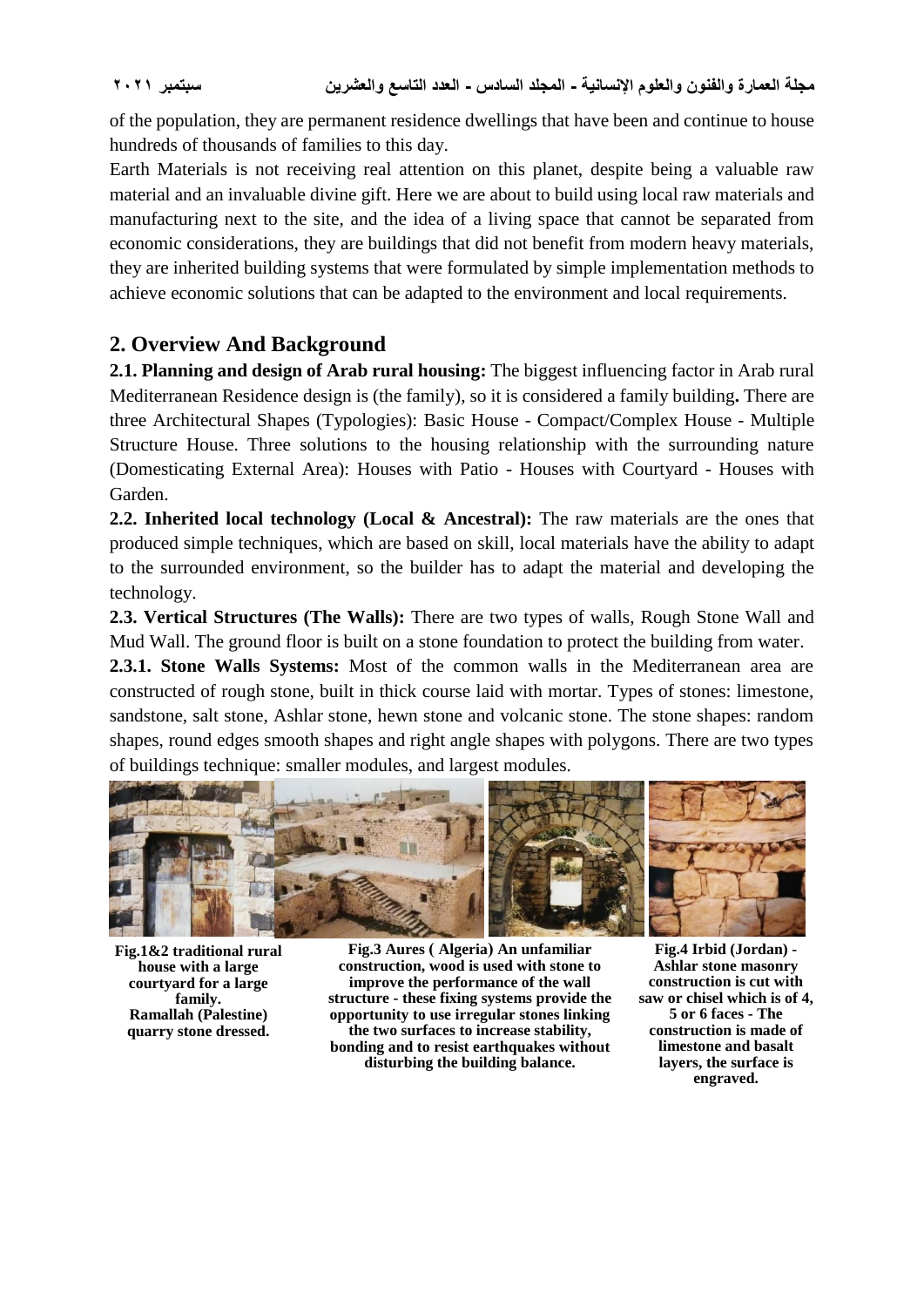of the population, they are permanent residence dwellings that have been and continue to house hundreds of thousands of families to this day.

Earth Materials is not receiving real attention on this planet, despite being a valuable raw material and an invaluable divine gift. Here we are about to build using local raw materials and manufacturing next to the site, and the idea of a living space that cannot be separated from economic considerations, they are buildings that did not benefit from modern heavy materials, they are inherited building systems that were formulated by simple implementation methods to achieve economic solutions that can be adapted to the environment and local requirements.

## 2. Overview And Background

**2.1. Planning and design of Arab rural housing:** The biggest influencing factor in Arab rural Mediterranean Residence design is (the family), so it is considered a family building**.** There are three Architectural Shapes (Typologies): Basic House - Compact/Complex House - Multiple Structure House. Three solutions to the housing relationship with the surrounding nature (Domesticating External Area): Houses with Patio - Houses with Courtyard - Houses with Garden.

**2.2. Inherited local technology (Local & Ancestral):** The raw materials are the ones that produced simple techniques, which are based on skill, local materials have the ability to adapt to the surrounded environment, so the builder has to adapt the material and developing the technology.

**2.3. Vertical Structures (The Walls):** There are two types of walls, Rough Stone Wall and Mud Wall. The ground floor is built on a stone foundation to protect the building from water.

**2.3.1. Stone Walls Systems:** Most of the common walls in the Mediterranean area are constructed of rough stone, built in thick course laid with mortar. Types of stones: limestone, sandstone, salt stone, Ashlar stone, hewn stone and volcanic stone. The stone shapes: random shapes, round edges smooth shapes and right angle shapes with polygons. There are two types of buildings technique: smaller modules, and largest modules.

**Fig.1&2 traditional rural house with a large courtyard for a large family. Ramallah (Palestine) quarry stone dressed.**

**Fig.3 Aures ( Algeria) An unfamiliar construction, wood is used with stone to improve the performance of the wall structure - these fixing systems provide the opportunity to use irregular stones linking the two surfaces to increase stability, bonding and to resist earthquakes without disturbing the building balance.**

**Fig.4 Irbid (Jordan) - Ashlar stone masonry construction is cut with saw or chisel which is of 4, 5 or 6 faces - The construction is made of limestone and basalt layers, the surface is engraved.**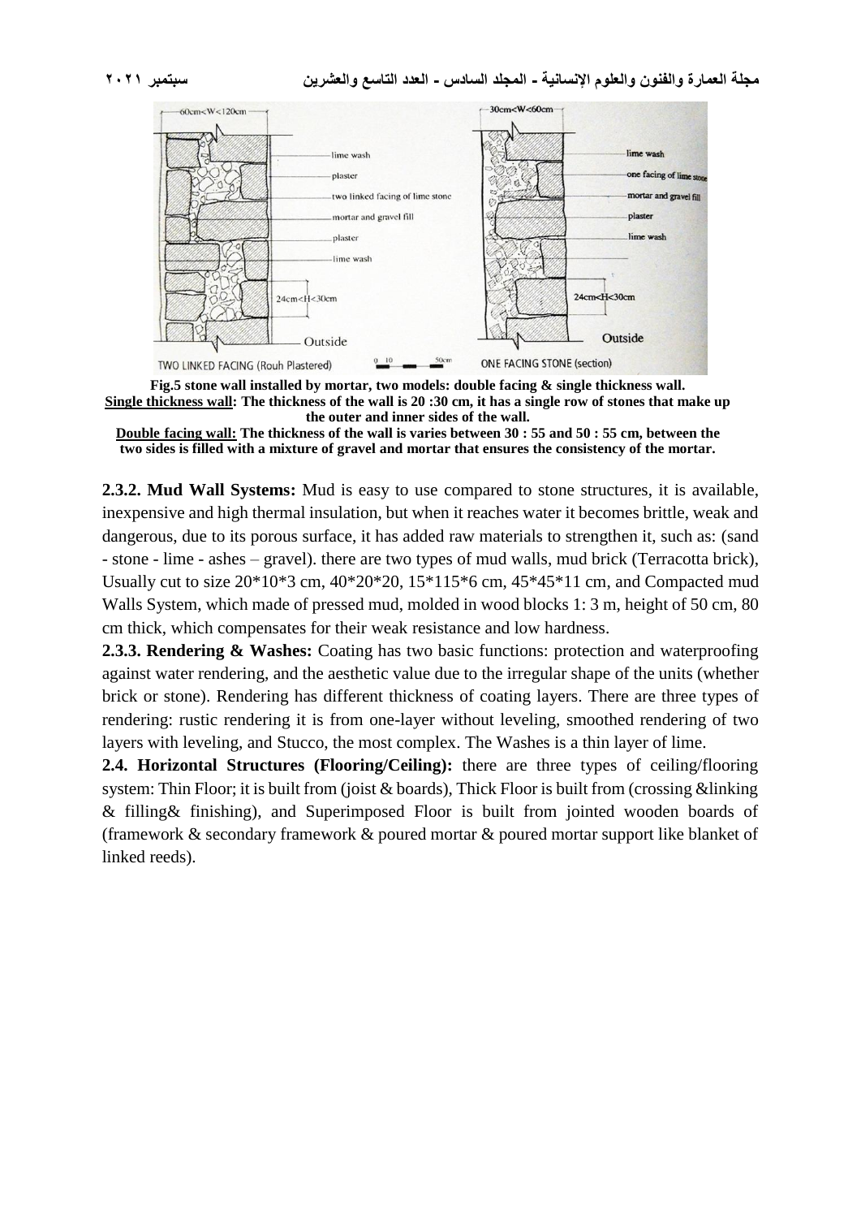**Fig.5 stone wall installed by mortar, two models: double facing & single thickness wall.**
**<u>Single thickness wall</u>: The thickness of the wall is 20 :30 cm, it has a single row of stones that make up the outer and inner sides of the wall.**
**<u>Double facing wall:</u> The thickness of the wall is varies between 30 : 55 and 50 : 55 cm, between the two sides is filled with a mixture of gravel and mortar that ensures the consistency of the mortar.**

**2.3.2. Mud Wall Systems:** Mud is easy to use compared to stone structures, it is available, inexpensive and high thermal insulation, but when it reaches water it becomes brittle, weak and dangerous, due to its porous surface, it has added raw materials to strengthen it, such as: (sand - stone - lime - ashes – gravel). there are two types of mud walls, mud brick (Terracotta brick), Usually cut to size 20*10*3 cm, 40*20*20, 15*115*6 cm, 45*45*11 cm, and Compacted mud Walls System, which made of pressed mud, molded in wood blocks 1: 3 m, height of 50 cm, 80 cm thick, which compensates for their weak resistance and low hardness.

**2.3.3. Rendering & Washes:** Coating has two basic functions: protection and waterproofing against water rendering, and the aesthetic value due to the irregular shape of the units (whether brick or stone). Rendering has different thickness of coating layers. There are three types of rendering: rustic rendering it is from one-layer without leveling, smoothed rendering of two layers with leveling, and Stucco, the most complex. The Washes is a thin layer of lime.

**2.4. Horizontal Structures (Flooring/Ceiling):** there are three types of ceiling/flooring system: Thin Floor; it is built from (joist & boards), Thick Floor is built from (crossing &linking & filling& finishing), and Superimposed Floor is built from jointed wooden boards of (framework & secondary framework & poured mortar & poured mortar support like blanket of linked reeds).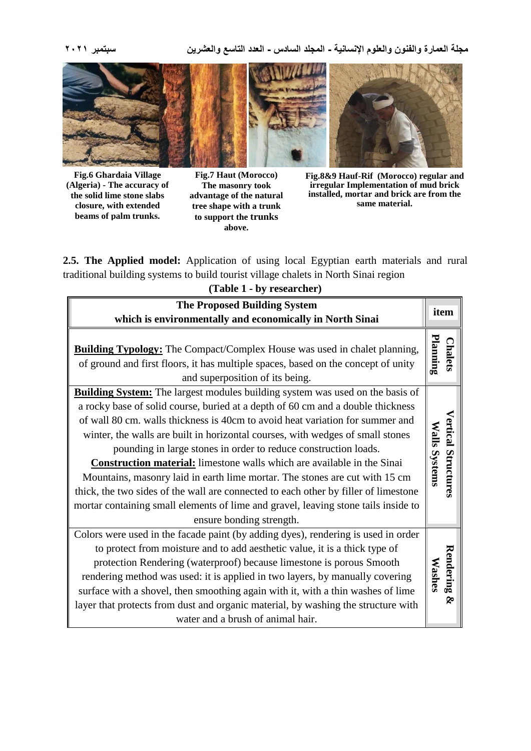Fig.6 Ghardaia Village (Algeria) - The accuracy of the solid lime stone slabs closure, with extended beams of palm trunks.

Fig.7 Haut (Morocco) The masonry took advantage of the natural tree shape with a trunk to support the trunks above.

Fig.8&9 Hauf-Rif (Morocco) regular and irregular Implementation of mud brick installed, mortar and brick are from the same material.

**2.5. The Applied model:** Application of using local Egyptian earth materials and rural traditional building systems to build tourist village chalets in North Sinai region

**(Table 1 - by researcher)**

| The Proposed Building System which is environmentally and economically in North Sinai | item |
|---|---|
| **Building Typology:** The Compact/Complex House was used in chalet planning, of ground and first floors, it has multiple spaces, based on the concept of unity and superposition of its being. | **Chalets Planning** |
| **Building System:** The largest modules building system was used on the basis of a rocky base of solid course, buried at a depth of 60 cm and a double thickness of wall 80 cm. walls thickness is 40cm to avoid heat variation for summer and winter, the walls are built in horizontal courses, with wedges of small stones pounding in large stones in order to reduce construction loads. **Construction material:** limestone walls which are available in the Sinai Mountains, masonry laid in earth lime mortar. The stones are cut with 15 cm thick, the two sides of the wall are connected to each other by filler of limestone mortar containing small elements of lime and gravel, leaving stone tails inside to ensure bonding strength. | **Vertical Structures Walls Systems** |
| Colors were used in the facade paint (by adding dyes), rendering is used in order to protect from moisture and to add aesthetic value, it is a thick type of protection Rendering (waterproof) because limestone is porous Smooth rendering method was used: it is applied in two layers, by manually covering surface with a shovel, then smoothing again with it, with a thin washes of lime layer that protects from dust and organic material, by washing the structure with water and a brush of animal hair. | **Rendering & Washes** |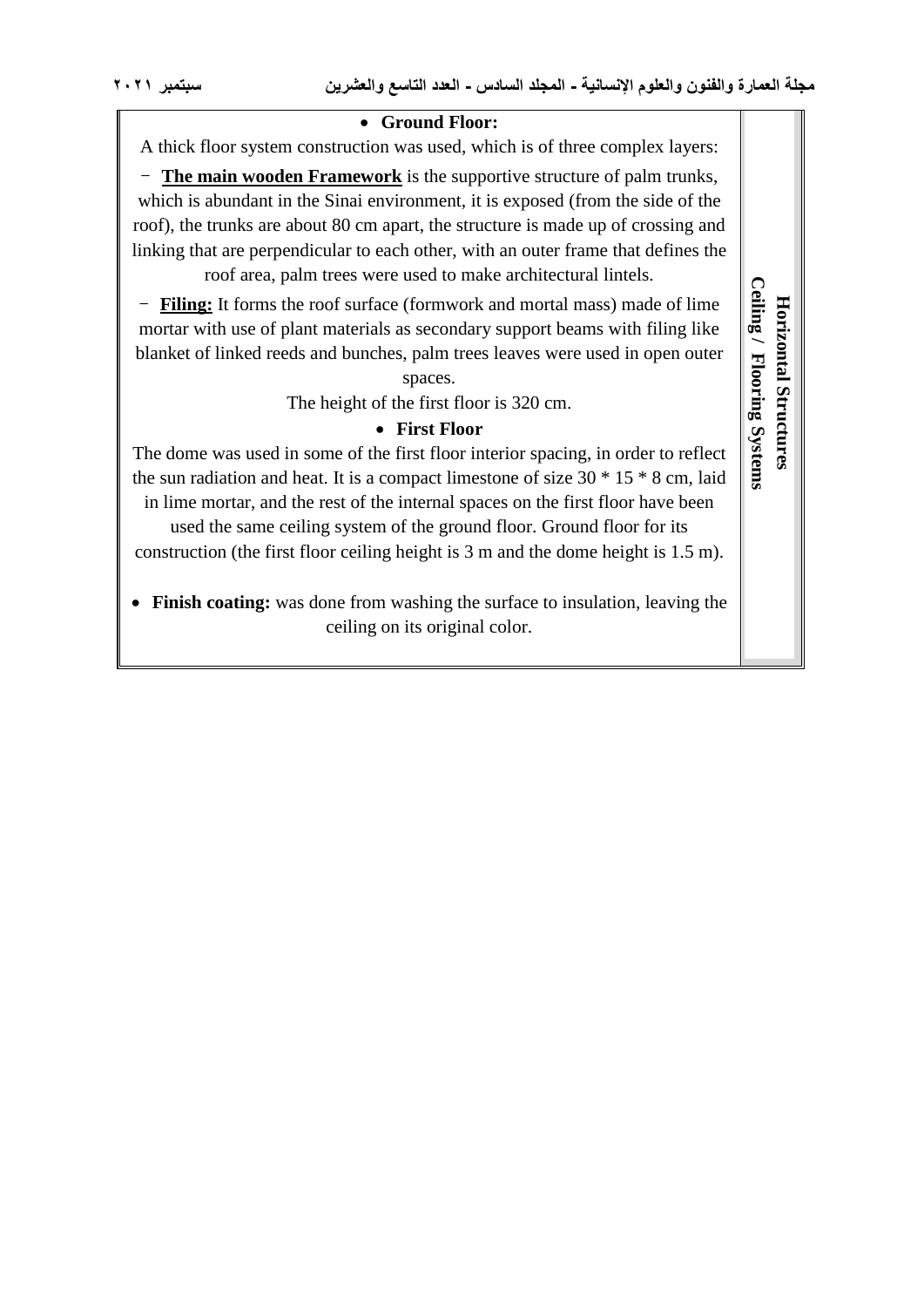| Horizontal Structures Ceiling / Flooring Systems | • **Ground Floor:**<br>A thick floor system construction was used, which is of three complex layers:<br>- **The main wooden Framework** is the supportive structure of palm trunks, which is abundant in the Sinai environment, it is exposed (from the side of the roof), the trunks are about 80 cm apart, the structure is made up of crossing and linking that are perpendicular to each other, with an outer frame that defines the roof area, palm trees were used to make architectural lintels.<br>- **Filing:** It forms the roof surface (formwork and mortal mass) made of lime mortar with use of plant materials as secondary support beams with filing like blanket of linked reeds and bunches, palm trees leaves were used in open outer spaces.<br>The height of the first floor is 320 cm.<br>• **First Floor**<br>The dome was used in some of the first floor interior spacing, in order to reflect the sun radiation and heat. It is a compact limestone of size 30 * 15 * 8 cm, laid in lime mortar, and the rest of the internal spaces on the first floor have been used the same ceiling system of the ground floor. Ground floor for its construction (the first floor ceiling height is 3 m and the dome height is 1.5 m).<br>• **Finish coating:** was done from washing the surface to insulation, leaving the ceiling on its original color. |
|---|---|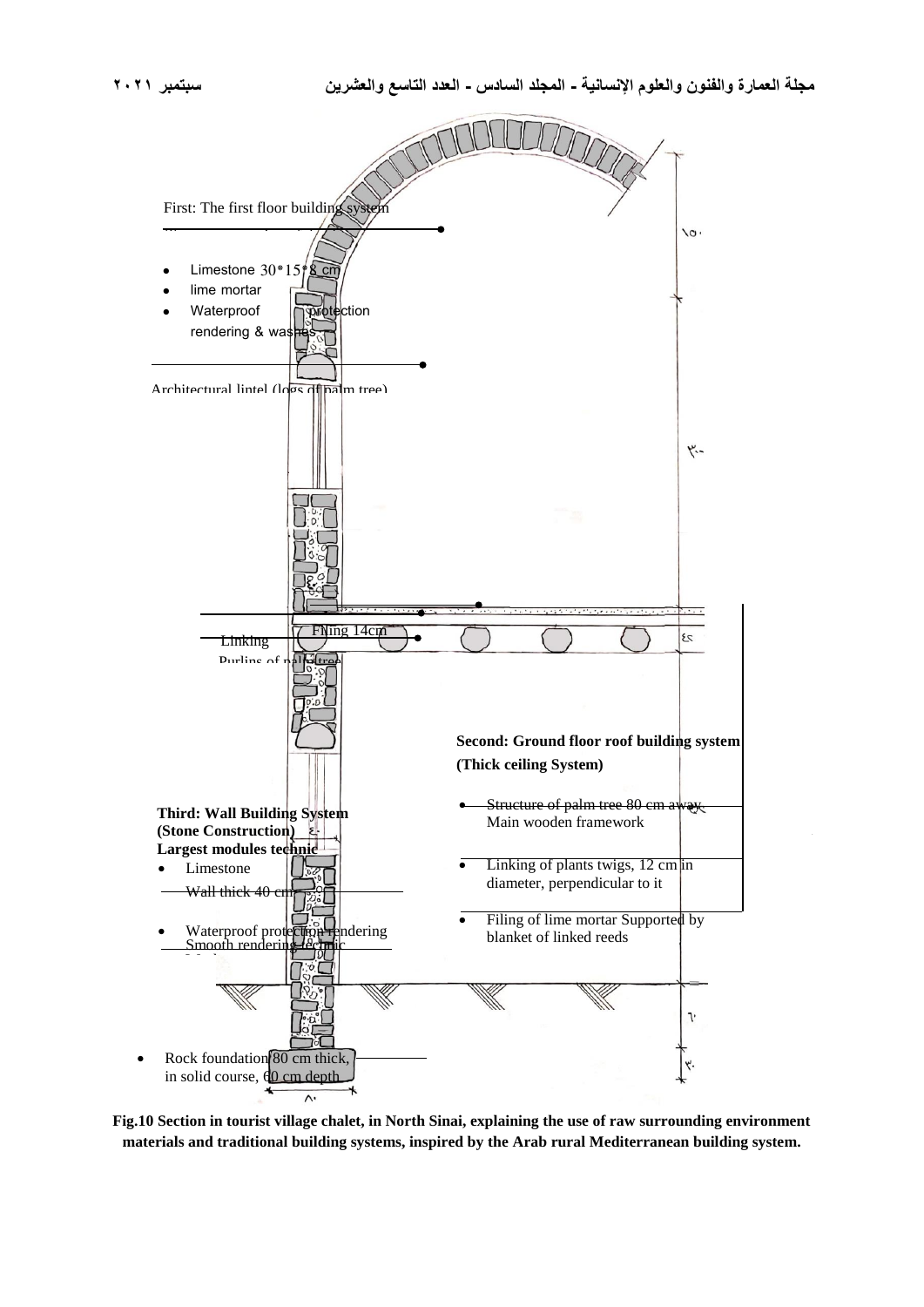First: The first floor building system

- Limestone 30*15*8 cm
- lime mortar
- Waterproof protection rendering & washes

Architectural lintel (logs of palm tree)

١٥٠

٣٠٠

Filing 14cm

Linking

Purlins of palm tree

٤٢

**Second: Ground floor roof building system (Thick ceiling System)**

- Structure of palm tree 80 cm away Main wooden framework
- Linking of plants twigs, 12 cm in diameter, perpendicular to it
- Filing of lime mortar Supported by blanket of linked reeds

**Third: Wall Building System (Stone Construction)**
**Largest modules technic**

- Limestone
  Wall thick 40 cm
- Waterproof protection rendering
  Smooth rendering technic

٦٠

٣٠

- Rock foundation 80 cm thick, in solid course, 60 cm depth

٨٠

**Fig.10 Section in tourist village chalet, in North Sinai, explaining the use of raw surrounding environment materials and traditional building systems, inspired by the Arab rural Mediterranean building system.**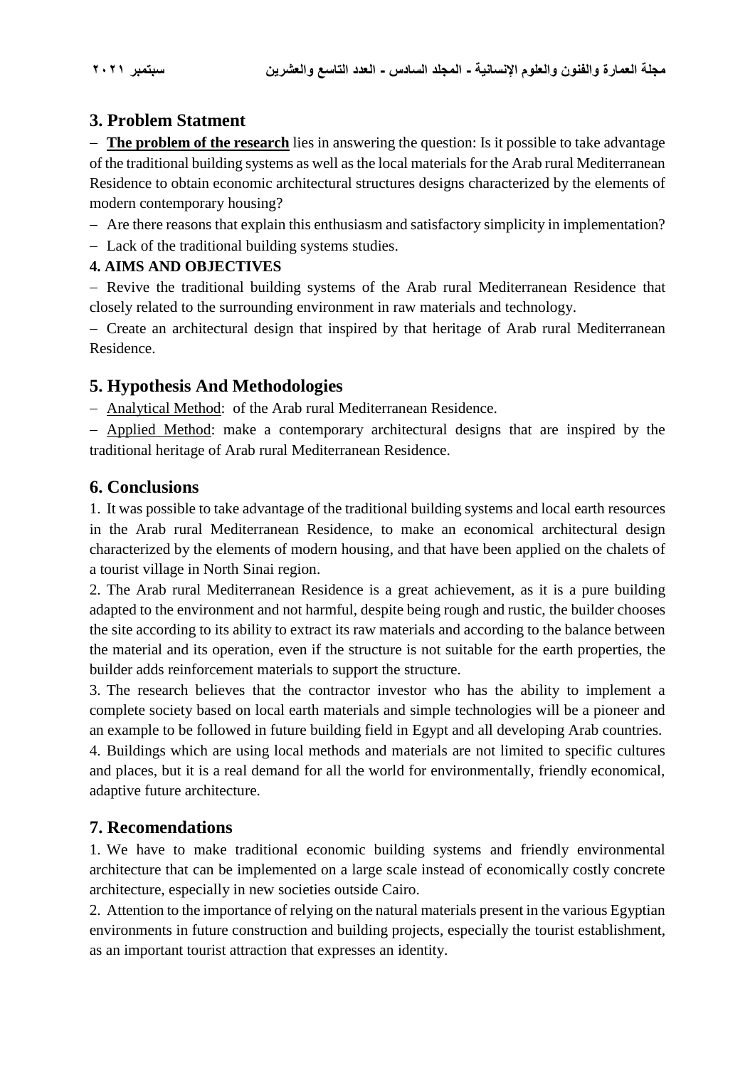## 3. Problem Statment

- **The problem of the research** lies in answering the question: Is it possible to take advantage of the traditional building systems as well as the local materials for the Arab rural Mediterranean Residence to obtain economic architectural structures designs characterized by the elements of modern contemporary housing?
- Are there reasons that explain this enthusiasm and satisfactory simplicity in implementation?
- Lack of the traditional building systems studies.

### 4. AIMS AND OBJECTIVES

- Revive the traditional building systems of the Arab rural Mediterranean Residence that closely related to the surrounding environment in raw materials and technology.
- Create an architectural design that inspired by that heritage of Arab rural Mediterranean Residence.

## 5. Hypothesis And Methodologies

- Analytical Method: of the Arab rural Mediterranean Residence.
- Applied Method: make a contemporary architectural designs that are inspired by the traditional heritage of Arab rural Mediterranean Residence.

## 6. Conclusions

1. It was possible to take advantage of the traditional building systems and local earth resources in the Arab rural Mediterranean Residence, to make an economical architectural design characterized by the elements of modern housing, and that have been applied on the chalets of a tourist village in North Sinai region.
2. The Arab rural Mediterranean Residence is a great achievement, as it is a pure building adapted to the environment and not harmful, despite being rough and rustic, the builder chooses the site according to its ability to extract its raw materials and according to the balance between the material and its operation, even if the structure is not suitable for the earth properties, the builder adds reinforcement materials to support the structure.
3. The research believes that the contractor investor who has the ability to implement a complete society based on local earth materials and simple technologies will be a pioneer and an example to be followed in future building field in Egypt and all developing Arab countries.
4. Buildings which are using local methods and materials are not limited to specific cultures and places, but it is a real demand for all the world for environmentally, friendly economical, adaptive future architecture.

## 7. Recomendations

1. We have to make traditional economic building systems and friendly environmental architecture that can be implemented on a large scale instead of economically costly concrete architecture, especially in new societies outside Cairo.
2. Attention to the importance of relying on the natural materials present in the various Egyptian environments in future construction and building projects, especially the tourist establishment, as an important tourist attraction that expresses an identity.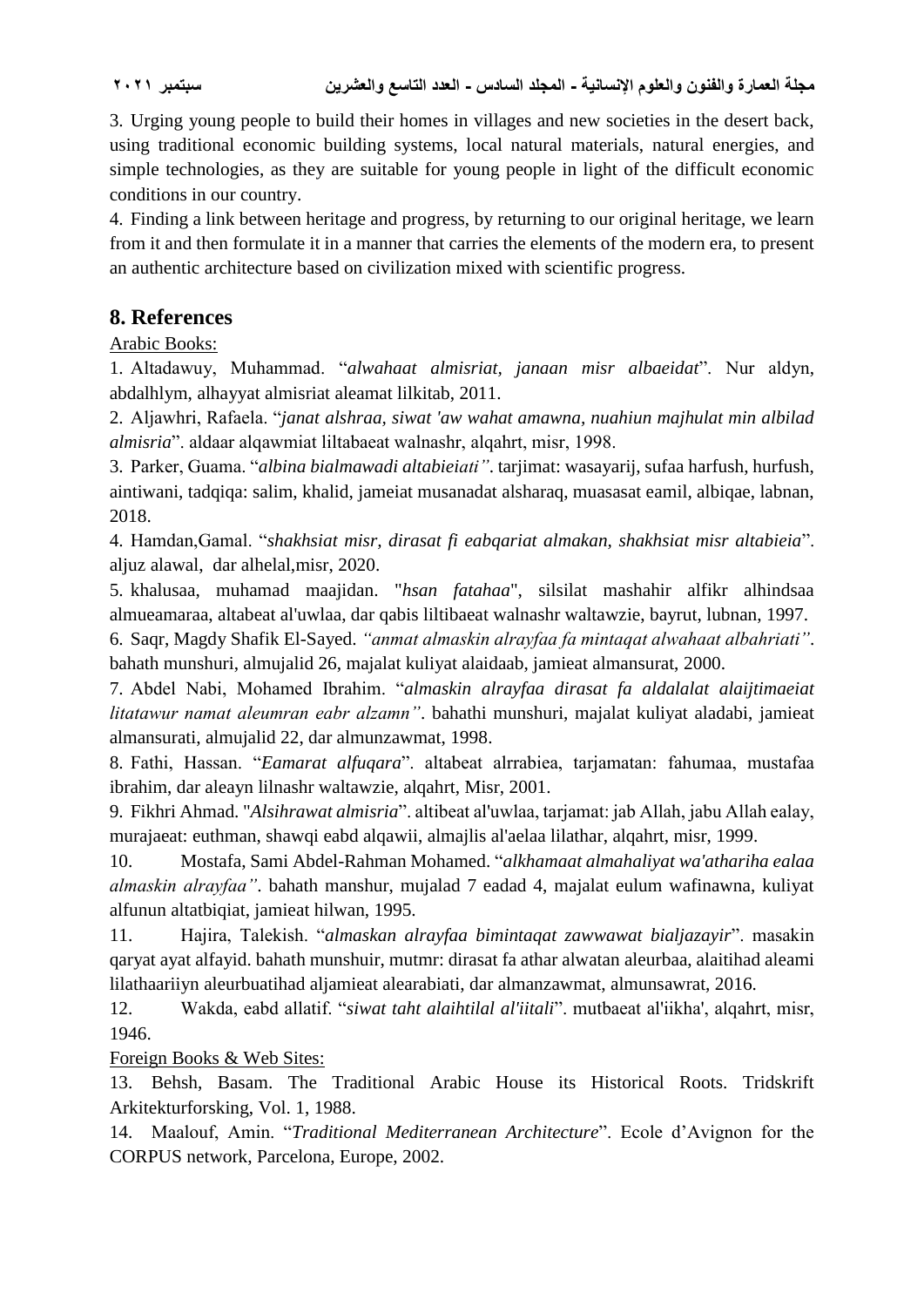3. Urging young people to build their homes in villages and new societies in the desert back, using traditional economic building systems, local natural materials, natural energies, and simple technologies, as they are suitable for young people in light of the difficult economic conditions in our country.

4. Finding a link between heritage and progress, by returning to our original heritage, we learn from it and then formulate it in a manner that carries the elements of the modern era, to present an authentic architecture based on civilization mixed with scientific progress.

## 8. References

Arabic Books:

1. Altadawuy, Muhammad. "*alwahaat almisriat, janaan misr albaeidat*". Nur aldyn, abdalhlym, alhayyat almisriat aleamat lilkitab, 2011.

2. Aljawhri, Rafaela. "*janat alshraa, siwat 'aw wahat amawna, nuahiun majhulat min albilad almisria*". aldaar alqawmiat liltabaeat walnashr, alqahrt, misr, 1998.

3. Parker, Guama. "*albina bialmawadi altabieiati*". tarjimat: wasayarij, sufaa harfush, hurfush, aintiwani, tadqiqa: salim, khalid, jameiat musanadat alsharaq, muasasat eamil, albiqae, labnan, 2018.

4. Hamdan,Gamal. "*shakhsiat misr, dirasat fi eabqariat almakan, shakhsiat misr altabieia*". aljuz alawal, dar alhelal,misr, 2020.

5. khalusaa, muhamad maajidan. "*hsan fatahaa*", silsilat mashahir alfikr alhindsaa almueamaraa, altabeat al'uwlaa, dar qabis liltibaeat walnashr waltawzie, bayrut, lubnan, 1997.

6. Saqr, Magdy Shafik El-Sayed. *"anmat almaskin alrayfaa fa mintaqat alwahaat albahriati"*. bahath munshuri, almujalid 26, majalat kuliyat alaidaab, jamieat almansurat, 2000.

7. Abdel Nabi, Mohamed Ibrahim. "*almaskin alrayfaa dirasat fa aldalalat alaijtimaeiat litatawur namat aleumran eabr alzamn"*. bahathi munshuri, majalat kuliyat aladabi, jamieat almansurati, almujalid 22, dar almunzawmat, 1998.

8. Fathi, Hassan. "*Eamarat alfuqara*". altabeat alrrabiea, tarjamatan: fahumaa, mustafaa ibrahim, dar aleayn lilnashr waltawzie, alqahrt, Misr, 2001.

9. Fikhri Ahmad. "*Alsihrawat almisria*". altibeat al'uwlaa, tarjamat: jab Allah, jabu Allah ealay, murajaeat: euthman, shawqi eabd alqawii, almajlis al'aelaa lilathar, alqahrt, misr, 1999.

10. Mostafa, Sami Abdel-Rahman Mohamed. "*alkhamaat almahaliyat wa'athariha ealaa almaskin alrayfaa"*. bahath manshur, mujalad 7 eadad 4, majalat eulum wafinawna, kuliyat alfunun altatbiqiat, jamieat hilwan, 1995.

11. Hajira, Talekish. "*almaskan alrayfaa bimintaqat zawwawat bialjazayir*". masakin qaryat ayat alfayid. bahath munshuir, mutmr: dirasat fa athar alwatan aleurbaa, alaitihad aleami lilathaariiyn aleurbuatihad aljamieat alearabiati, dar almanzawmat, almunsawrat, 2016.

12. Wakda, eabd allatif. "*siwat taht alaihtilal al'iitali*". mutbaeat al'iikha', alqahrt, misr, 1946.

Foreign Books & Web Sites:

13. Behsh, Basam. The Traditional Arabic House its Historical Roots. Tridskrift Arkitekturforsking, Vol. 1, 1988.

14. Maalouf, Amin. "*Traditional Mediterranean Architecture*". Ecole d'Avignon for the CORPUS network, Parcelona, Europe, 2002.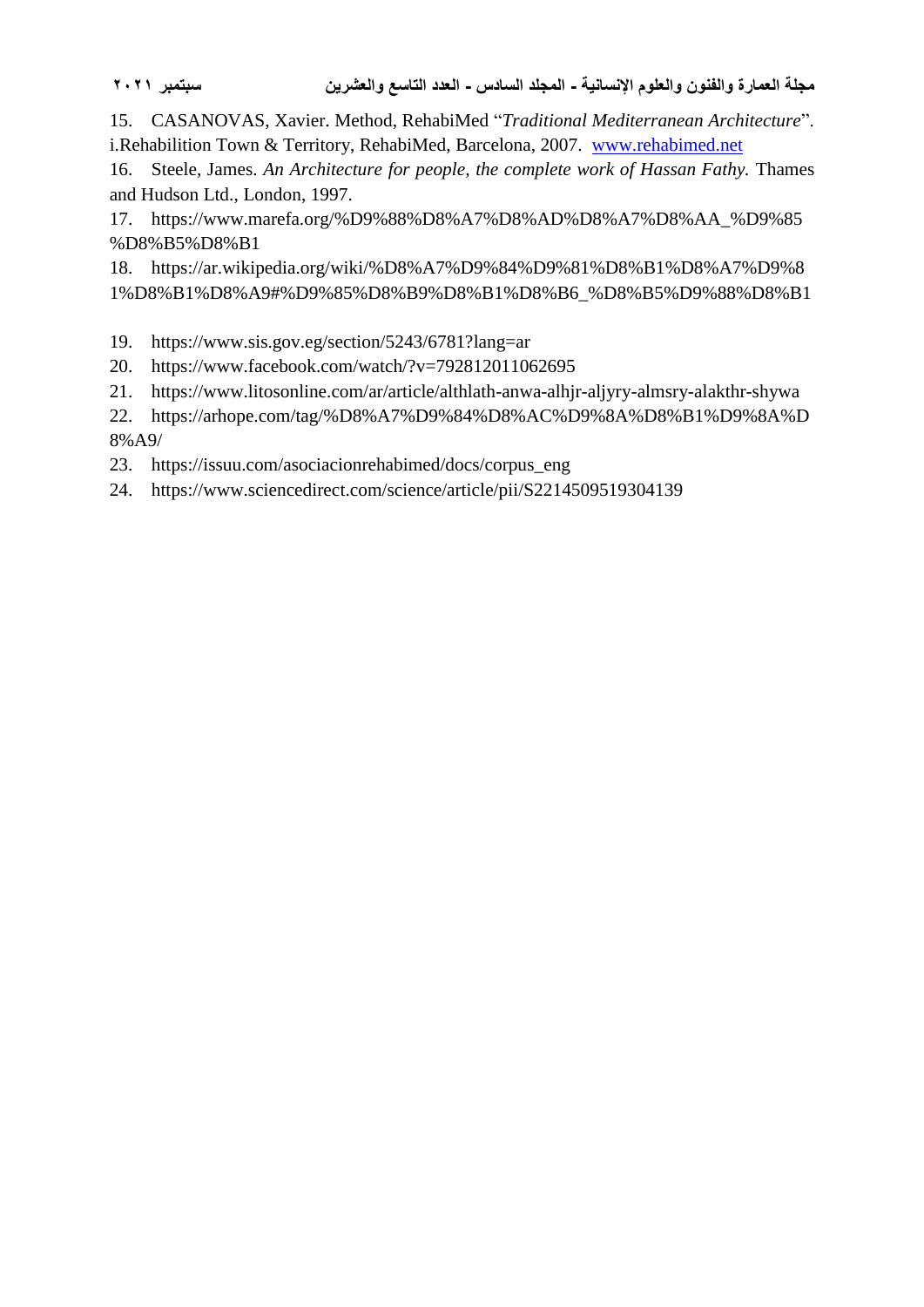15. CASANOVAS, Xavier. Method, RehabiMed "*Traditional Mediterranean Architecture*". i.Rehabilition Town & Territory, RehabiMed, Barcelona, 2007. www.rehabimed.net
16. Steele, James. *An Architecture for people, the complete work of Hassan Fathy.* Thames and Hudson Ltd., London, 1997.
17. https://www.marefa.org/%D9%88%D8%A7%D8%AD%D8%A7%D8%AA_%D9%85%D8%B5%D8%B1
18. https://ar.wikipedia.org/wiki/%D8%A7%D9%84%D9%81%D8%B1%D8%A7%D9%81%D8%B1%D8%A9#%D9%85%D8%B9%D8%B1%D8%B6_%D8%B5%D9%88%D8%B1
19. https://www.sis.gov.eg/section/5243/6781?lang=ar
20. https://www.facebook.com/watch/?v=792812011062695
21. https://www.litosonline.com/ar/article/althlath-anwa-alhjr-aljyry-almsry-alakthr-shywa
22. https://arhope.com/tag/%D8%A7%D9%84%D8%AC%D9%8A%D8%B1%D9%8A%D8%A9/
23. https://issuu.com/asociacionrehabimed/docs/corpus_eng
24. https://www.sciencedirect.com/science/article/pii/S2214509519304139